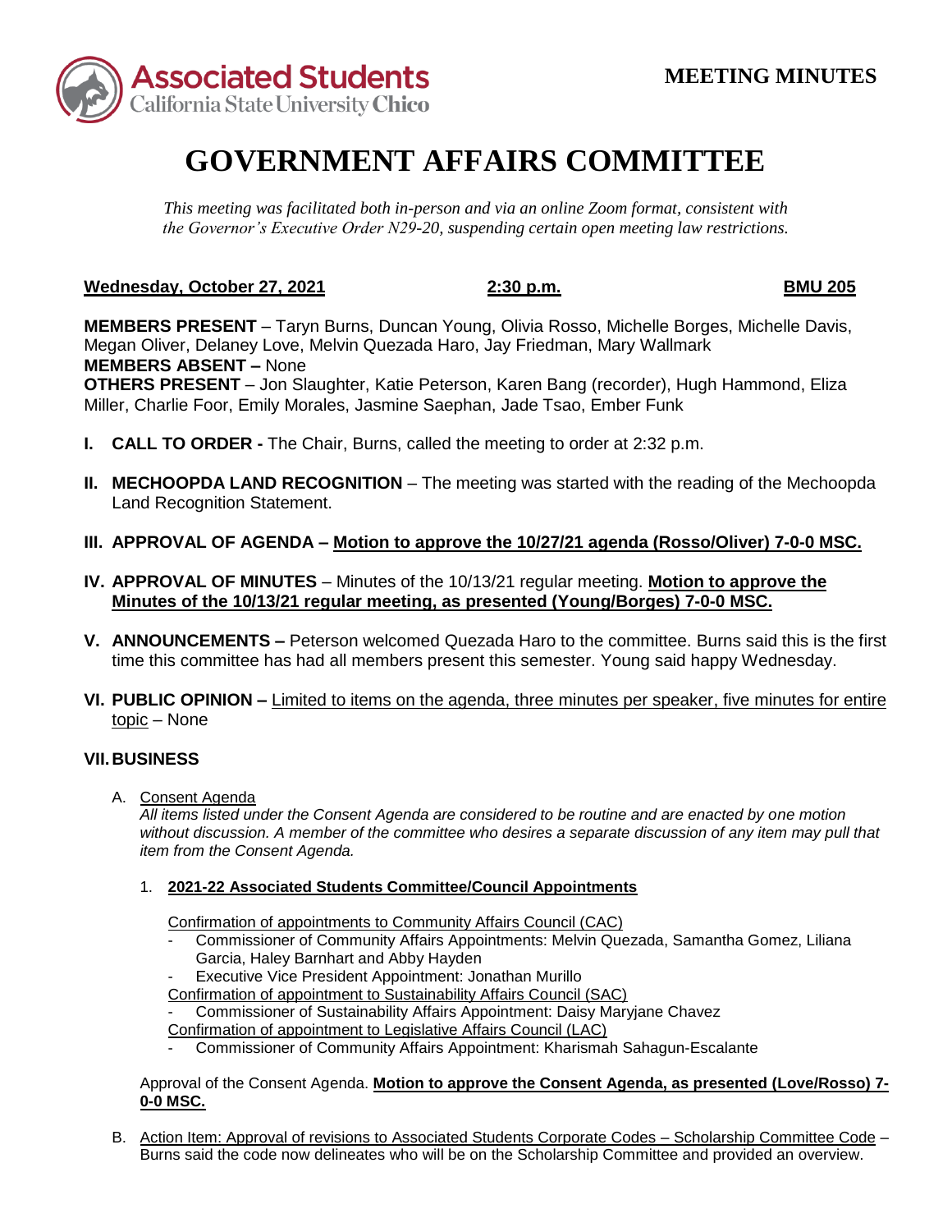**MEETING MINUTES**

# GOVERNMENT AFFAIRS COMMITTEE

*This meeting was facilitated both in-person and via an online Zoom format, consistent with the Governor's Executive Order N29-20, suspending certain open meeting law restrictions.*

**Wednesday, October 27, 2021** **2:30 p.m.** **BMU 205**

**MEMBERS PRESENT** – Taryn Burns, Duncan Young, Olivia Rosso, Michelle Borges, Michelle Davis, Megan Oliver, Delaney Love, Melvin Quezada Haro, Jay Friedman, Mary Wallmark
**MEMBERS ABSENT –** None
**OTHERS PRESENT** – Jon Slaughter, Katie Peterson, Karen Bang (recorder), Hugh Hammond, Eliza Miller, Charlie Foor, Emily Morales, Jasmine Saephan, Jade Tsao, Ember Funk

**I. CALL TO ORDER -** The Chair, Burns, called the meeting to order at 2:32 p.m.

**II. MECHOOPDA LAND RECOGNITION** – The meeting was started with the reading of the Mechoopda Land Recognition Statement.

**III. APPROVAL OF AGENDA – Motion to approve the 10/27/21 agenda (Rosso/Oliver) 7-0-0 MSC.**

**IV. APPROVAL OF MINUTES** – Minutes of the 10/13/21 regular meeting. **Motion to approve the Minutes of the 10/13/21 regular meeting, as presented (Young/Borges) 7-0-0 MSC.**

**V. ANNOUNCEMENTS –** Peterson welcomed Quezada Haro to the committee. Burns said this is the first time this committee has had all members present this semester. Young said happy Wednesday.

**VI. PUBLIC OPINION –** Limited to items on the agenda, three minutes per speaker, five minutes for entire topic – None

**VII. BUSINESS**

A. Consent Agenda
*All items listed under the Consent Agenda are considered to be routine and are enacted by one motion without discussion. A member of the committee who desires a separate discussion of any item may pull that item from the Consent Agenda.*

1. **2021-22 Associated Students Committee/Council Appointments**

   Confirmation of appointments to Community Affairs Council (CAC)
   - Commissioner of Community Affairs Appointments: Melvin Quezada, Samantha Gomez, Liliana Garcia, Haley Barnhart and Abby Hayden
   - Executive Vice President Appointment: Jonathan Murillo

   Confirmation of appointment to Sustainability Affairs Council (SAC)
   - Commissioner of Sustainability Affairs Appointment: Daisy Maryjane Chavez

   Confirmation of appointment to Legislative Affairs Council (LAC)
   - Commissioner of Community Affairs Appointment: Kharismah Sahagun-Escalante

Approval of the Consent Agenda. **Motion to approve the Consent Agenda, as presented (Love/Rosso) 7-0-0 MSC.**

B. Action Item: Approval of revisions to Associated Students Corporate Codes – Scholarship Committee Code – Burns said the code now delineates who will be on the Scholarship Committee and provided an overview.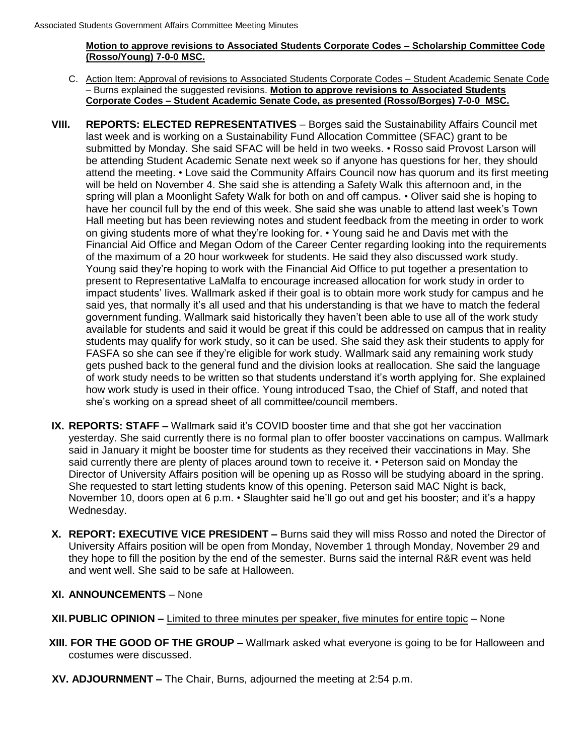**Motion to approve revisions to Associated Students Corporate Codes – Scholarship Committee Code (Rosso/Young) 7-0-0 MSC.**

C. Action Item: Approval of revisions to Associated Students Corporate Codes – Student Academic Senate Code – Burns explained the suggested revisions. **Motion to approve revisions to Associated Students Corporate Codes – Student Academic Senate Code, as presented (Rosso/Borges) 7-0-0 MSC.**

**VIII. REPORTS: ELECTED REPRESENTATIVES** – Borges said the Sustainability Affairs Council met last week and is working on a Sustainability Fund Allocation Committee (SFAC) grant to be submitted by Monday. She said SFAC will be held in two weeks. • Rosso said Provost Larson will be attending Student Academic Senate next week so if anyone has questions for her, they should attend the meeting. • Love said the Community Affairs Council now has quorum and its first meeting will be held on November 4. She said she is attending a Safety Walk this afternoon and, in the spring will plan a Moonlight Safety Walk for both on and off campus. • Oliver said she is hoping to have her council full by the end of this week. She said she was unable to attend last week's Town Hall meeting but has been reviewing notes and student feedback from the meeting in order to work on giving students more of what they're looking for. • Young said he and Davis met with the Financial Aid Office and Megan Odom of the Career Center regarding looking into the requirements of the maximum of a 20 hour workweek for students. He said they also discussed work study. Young said they're hoping to work with the Financial Aid Office to put together a presentation to present to Representative LaMalfa to encourage increased allocation for work study in order to impact students' lives. Wallmark asked if their goal is to obtain more work study for campus and he said yes, that normally it's all used and that his understanding is that we have to match the federal government funding. Wallmark said historically they haven't been able to use all of the work study available for students and said it would be great if this could be addressed on campus that in reality students may qualify for work study, so it can be used. She said they ask their students to apply for FASFA so she can see if they're eligible for work study. Wallmark said any remaining work study gets pushed back to the general fund and the division looks at reallocation. She said the language of work study needs to be written so that students understand it's worth applying for. She explained how work study is used in their office. Young introduced Tsao, the Chief of Staff, and noted that she's working on a spread sheet of all committee/council members.

**IX. REPORTS: STAFF –** Wallmark said it's COVID booster time and that she got her vaccination yesterday. She said currently there is no formal plan to offer booster vaccinations on campus. Wallmark said in January it might be booster time for students as they received their vaccinations in May. She said currently there are plenty of places around town to receive it. • Peterson said on Monday the Director of University Affairs position will be opening up as Rosso will be studying aboard in the spring. She requested to start letting students know of this opening. Peterson said MAC Night is back, November 10, doors open at 6 p.m. • Slaughter said he'll go out and get his booster; and it's a happy Wednesday.

**X. REPORT: EXECUTIVE VICE PRESIDENT –** Burns said they will miss Rosso and noted the Director of University Affairs position will be open from Monday, November 1 through Monday, November 29 and they hope to fill the position by the end of the semester. Burns said the internal R&R event was held and went well. She said to be safe at Halloween.

**XI. ANNOUNCEMENTS** – None

**XII. PUBLIC OPINION –** Limited to three minutes per speaker, five minutes for entire topic – None

**XIII. FOR THE GOOD OF THE GROUP** – Wallmark asked what everyone is going to be for Halloween and costumes were discussed.

**XV. ADJOURNMENT –** The Chair, Burns, adjourned the meeting at 2:54 p.m.